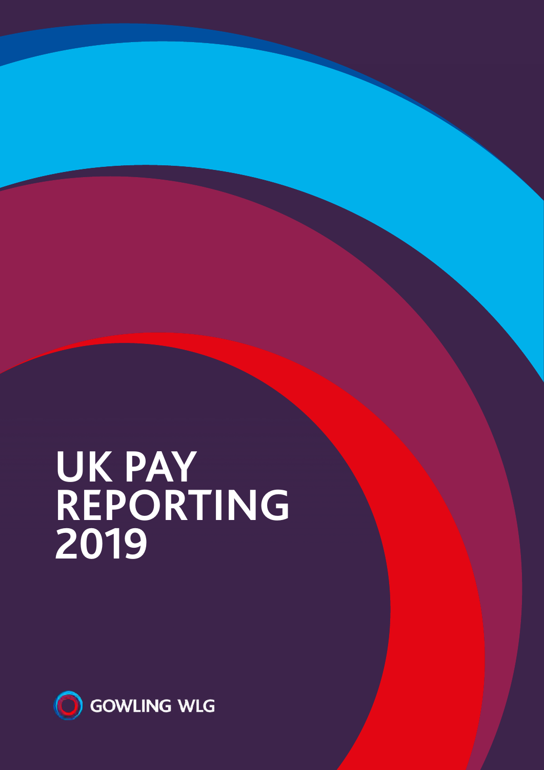# UK PAY REPORTING 2019

GOWLING WLG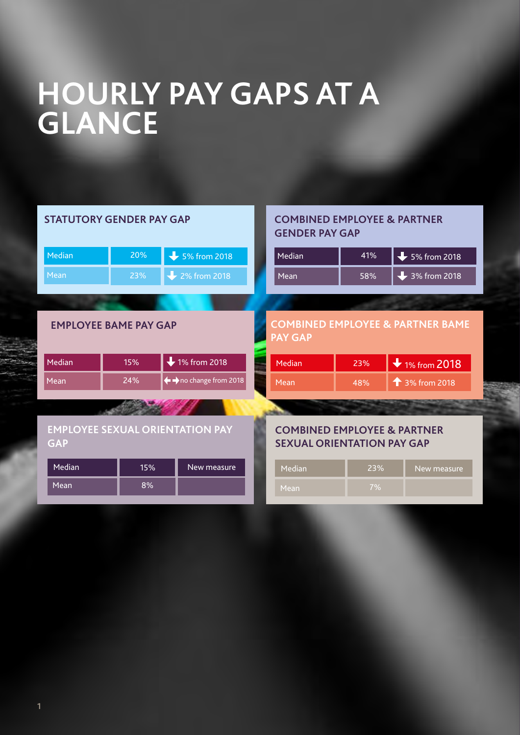# HOURLY PAY GAPS AT A GLANCE

## STATUTORY GENDER PAY GAP

| | | |
|---|---|---|
| Median | 20% | ↓ 5% from 2018 |
| Mean | 23% | ↓ 2% from 2018 |

## COMBINED EMPLOYEE & PARTNER GENDER PAY GAP

| | | |
|---|---|---|
| Median | 41% | ↓ 5% from 2018 |
| Mean | 58% | ↓ 3% from 2018 |

## EMPLOYEE BAME PAY GAP

| | | |
|---|---|---|
| Median | 15% | ↓ 1% from 2018 |
| Mean | 24% | ↔ no change from 2018 |

## COMBINED EMPLOYEE & PARTNER BAME PAY GAP

| | | |
|---|---|---|
| Median | 23% | ↓ 1% from 2018 |
| Mean | 48% | ↑ 3% from 2018 |

## EMPLOYEE SEXUAL ORIENTATION PAY GAP

| | | |
|---|---|---|
| Median | 15% | New measure |
| Mean | 8% | |

## COMBINED EMPLOYEE & PARTNER SEXUAL ORIENTATION PAY GAP

| | | |
|---|---|---|
| Median | 23% | New measure |
| Mean | 7% | |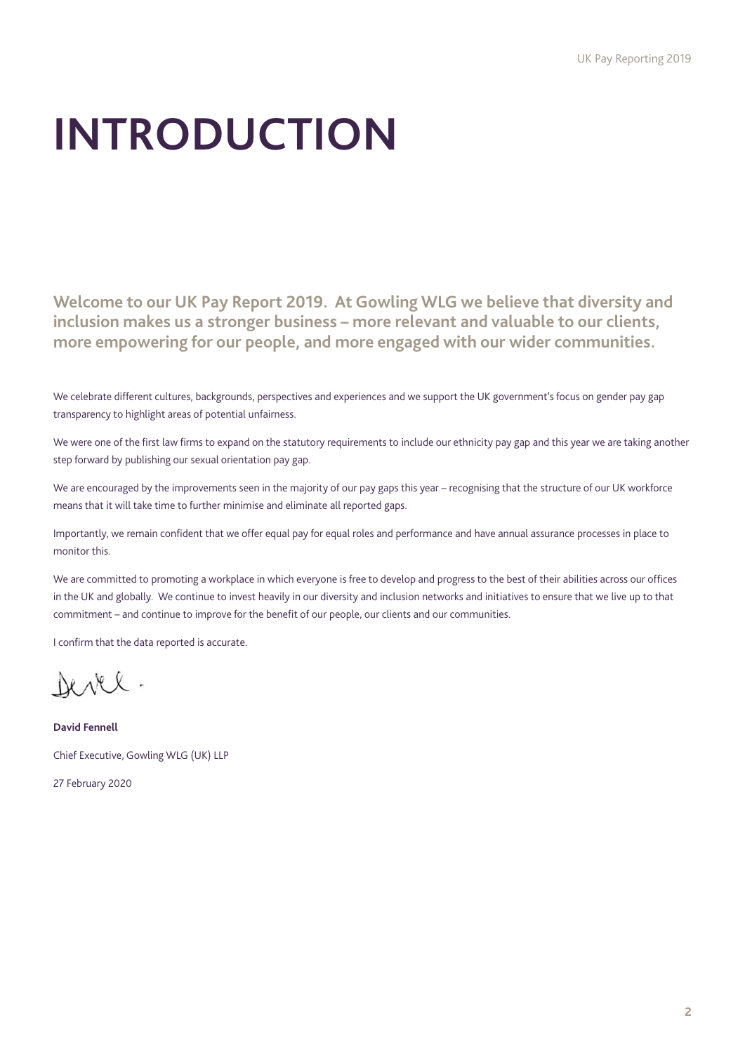# INTRODUCTION

**Welcome to our UK Pay Report 2019. At Gowling WLG we believe that diversity and inclusion makes us a stronger business – more relevant and valuable to our clients, more empowering for our people, and more engaged with our wider communities.**

We celebrate different cultures, backgrounds, perspectives and experiences and we support the UK government's focus on gender pay gap transparency to highlight areas of potential unfairness.

We were one of the first law firms to expand on the statutory requirements to include our ethnicity pay gap and this year we are taking another step forward by publishing our sexual orientation pay gap.

We are encouraged by the improvements seen in the majority of our pay gaps this year – recognising that the structure of our UK workforce means that it will take time to further minimise and eliminate all reported gaps.

Importantly, we remain confident that we offer equal pay for equal roles and performance and have annual assurance processes in place to monitor this.

We are committed to promoting a workplace in which everyone is free to develop and progress to the best of their abilities across our offices in the UK and globally. We continue to invest heavily in our diversity and inclusion networks and initiatives to ensure that we live up to that commitment – and continue to improve for the benefit of our people, our clients and our communities.

I confirm that the data reported is accurate.

**David Fennell**

Chief Executive, Gowling WLG (UK) LLP

27 February 2020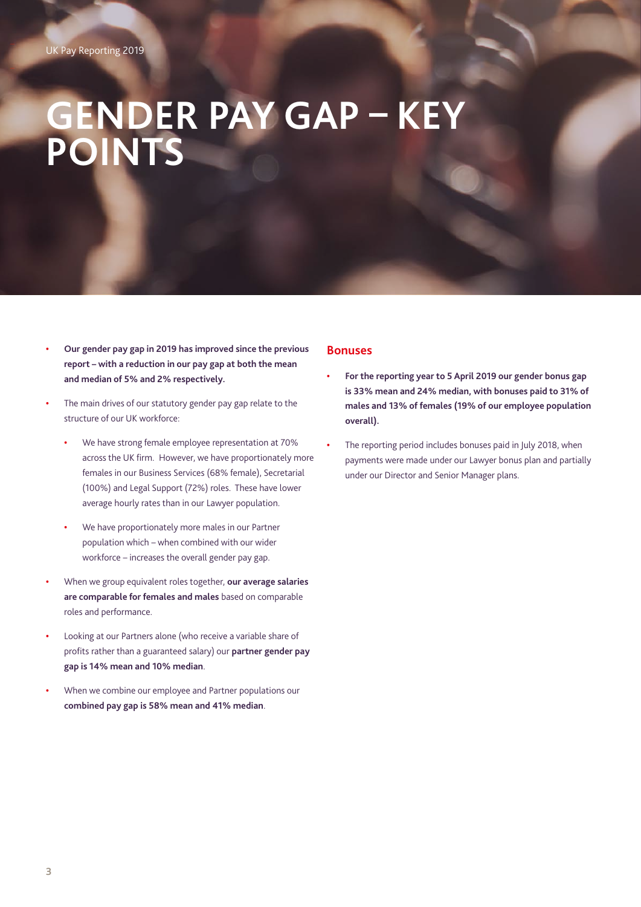# GENDER PAY GAP – KEY POINTS

- **Our gender pay gap in 2019 has improved since the previous report – with a reduction in our pay gap at both the mean and median of 5% and 2% respectively.**
- The main drives of our statutory gender pay gap relate to the structure of our UK workforce:
  - We have strong female employee representation at 70% across the UK firm. However, we have proportionately more females in our Business Services (68% female), Secretarial (100%) and Legal Support (72%) roles. These have lower average hourly rates than in our Lawyer population.
  - We have proportionately more males in our Partner population which – when combined with our wider workforce – increases the overall gender pay gap.
- When we group equivalent roles together, **our average salaries are comparable for females and males** based on comparable roles and performance.
- Looking at our Partners alone (who receive a variable share of profits rather than a guaranteed salary) our **partner gender pay gap is 14% mean and 10% median**.
- When we combine our employee and Partner populations our **combined pay gap is 58% mean and 41% median**.

## Bonuses

- **For the reporting year to 5 April 2019 our gender bonus gap is 33% mean and 24% median, with bonuses paid to 31% of males and 13% of females (19% of our employee population overall).**
- The reporting period includes bonuses paid in July 2018, when payments were made under our Lawyer bonus plan and partially under our Director and Senior Manager plans.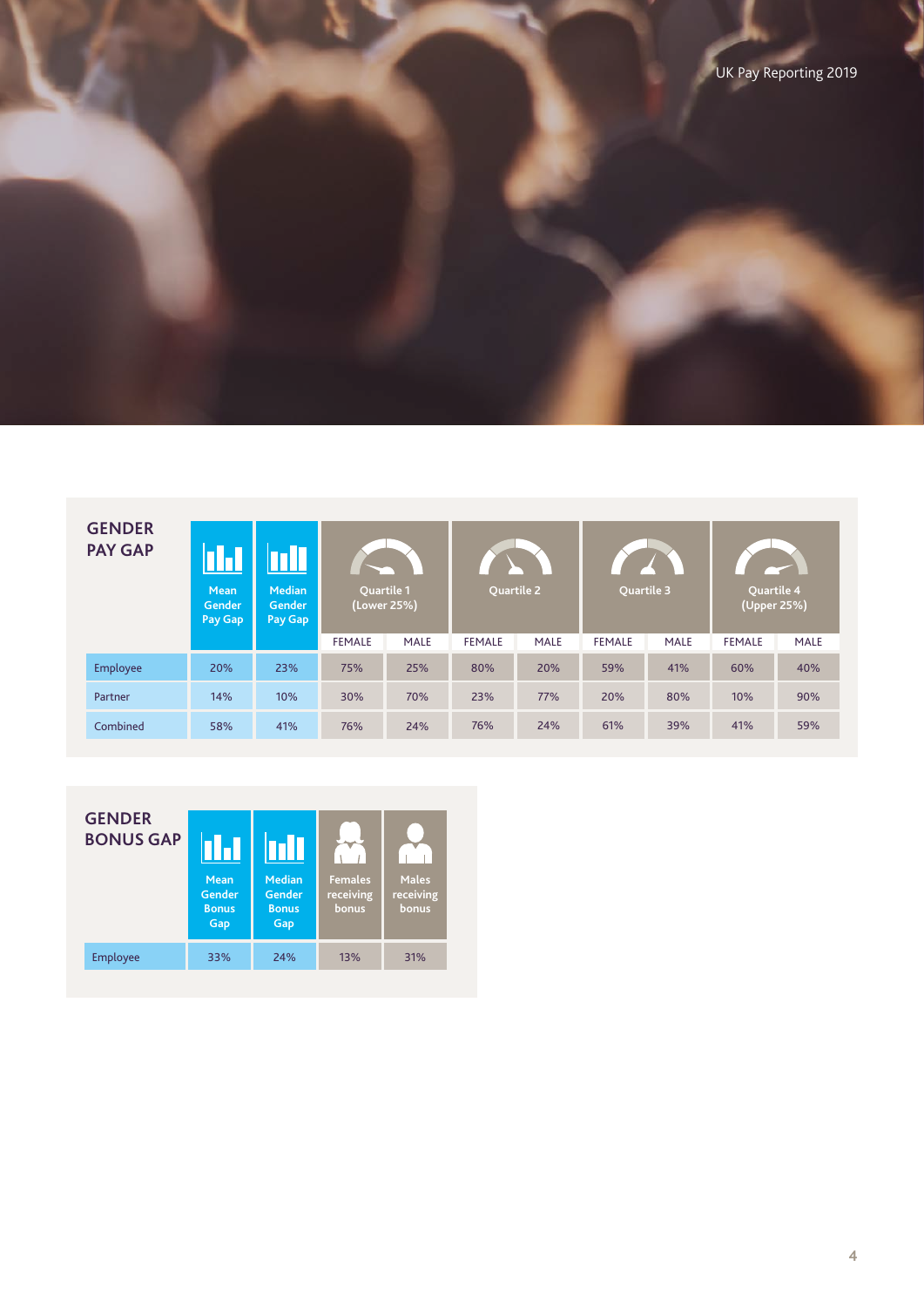## GENDER PAY GAP

| | Mean Gender Pay Gap | Median Gender Pay Gap | Quartile 1 (Lower 25%) | | Quartile 2 | | Quartile 3 | | Quartile 4 (Upper 25%) | |
|---|---|---|---|---|---|---|---|---|---|---|
| | | | FEMALE | MALE | FEMALE | MALE | FEMALE | MALE | FEMALE | MALE |
| Employee | 20% | 23% | 75% | 25% | 80% | 20% | 59% | 41% | 60% | 40% |
| Partner | 14% | 10% | 30% | 70% | 23% | 77% | 20% | 80% | 10% | 90% |
| Combined | 58% | 41% | 76% | 24% | 76% | 24% | 61% | 39% | 41% | 59% |

## GENDER BONUS GAP

| | Mean Gender Bonus Gap | Median Gender Bonus Gap | Females receiving bonus | Males receiving bonus |
|---|---|---|---|---|
| Employee | 33% | 24% | 13% | 31% |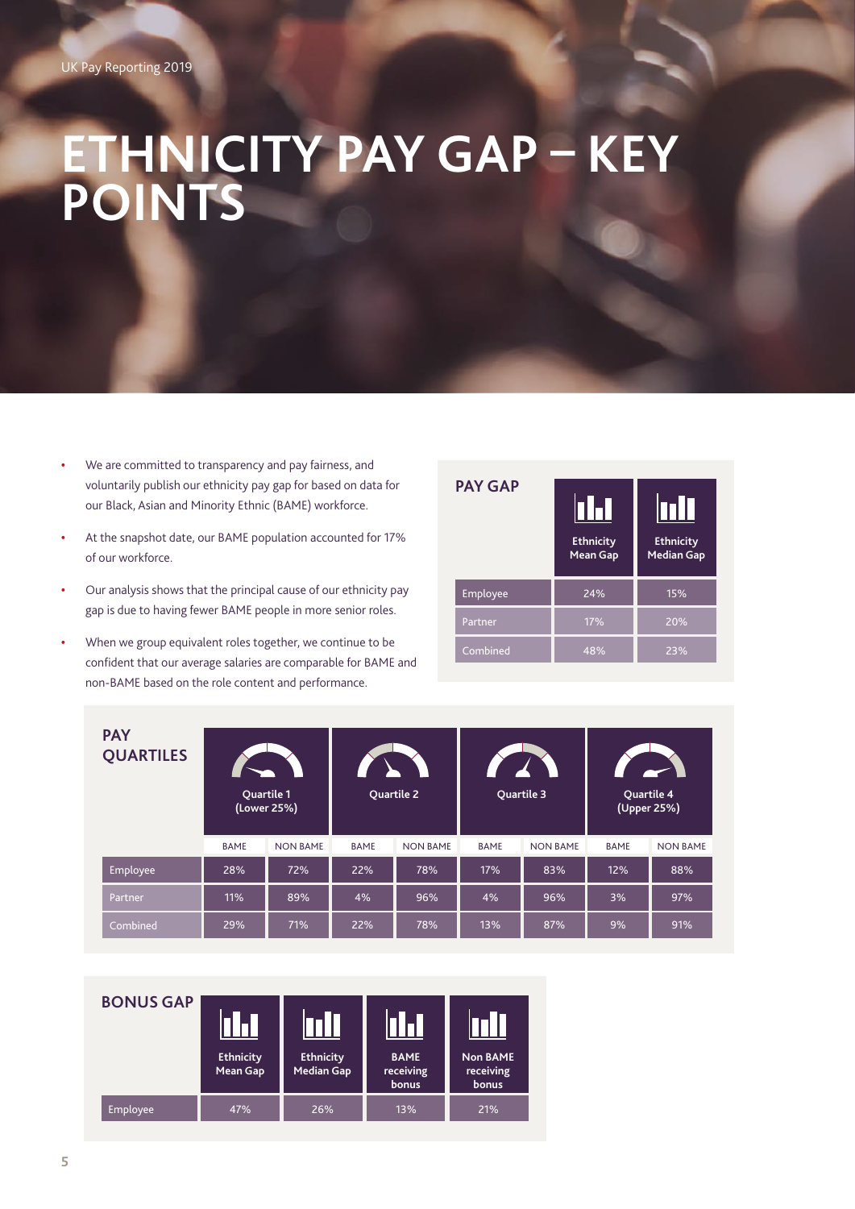# ETHNICITY PAY GAP – KEY POINTS

- We are committed to transparency and pay fairness, and voluntarily publish our ethnicity pay gap for based on data for our Black, Asian and Minority Ethnic (BAME) workforce.
- At the snapshot date, our BAME population accounted for 17% of our workforce.
- Our analysis shows that the principal cause of our ethnicity pay gap is due to having fewer BAME people in more senior roles.
- When we group equivalent roles together, we continue to be confident that our average salaries are comparable for BAME and non-BAME based on the role content and performance.

| PAY GAP | Ethnicity Mean Gap | Ethnicity Median Gap |
|---|---|---|
| Employee | 24% | 15% |
| Partner | 17% | 20% |
| Combined | 48% | 23% |

| PAY QUARTILES | Quartile 1 (Lower 25%) | | Quartile 2 | | Quartile 3 | | Quartile 4 (Upper 25%) | |
|---|---|---|---|---|---|---|---|---|
| | BAME | NON BAME | BAME | NON BAME | BAME | NON BAME | BAME | NON BAME |
| Employee | 28% | 72% | 22% | 78% | 17% | 83% | 12% | 88% |
| Partner | 11% | 89% | 4% | 96% | 4% | 96% | 3% | 97% |
| Combined | 29% | 71% | 22% | 78% | 13% | 87% | 9% | 91% |

| BONUS GAP | Ethnicity Mean Gap | Ethnicity Median Gap | BAME receiving bonus | Non BAME receiving bonus |
|---|---|---|---|---|
| Employee | 47% | 26% | 13% | 21% |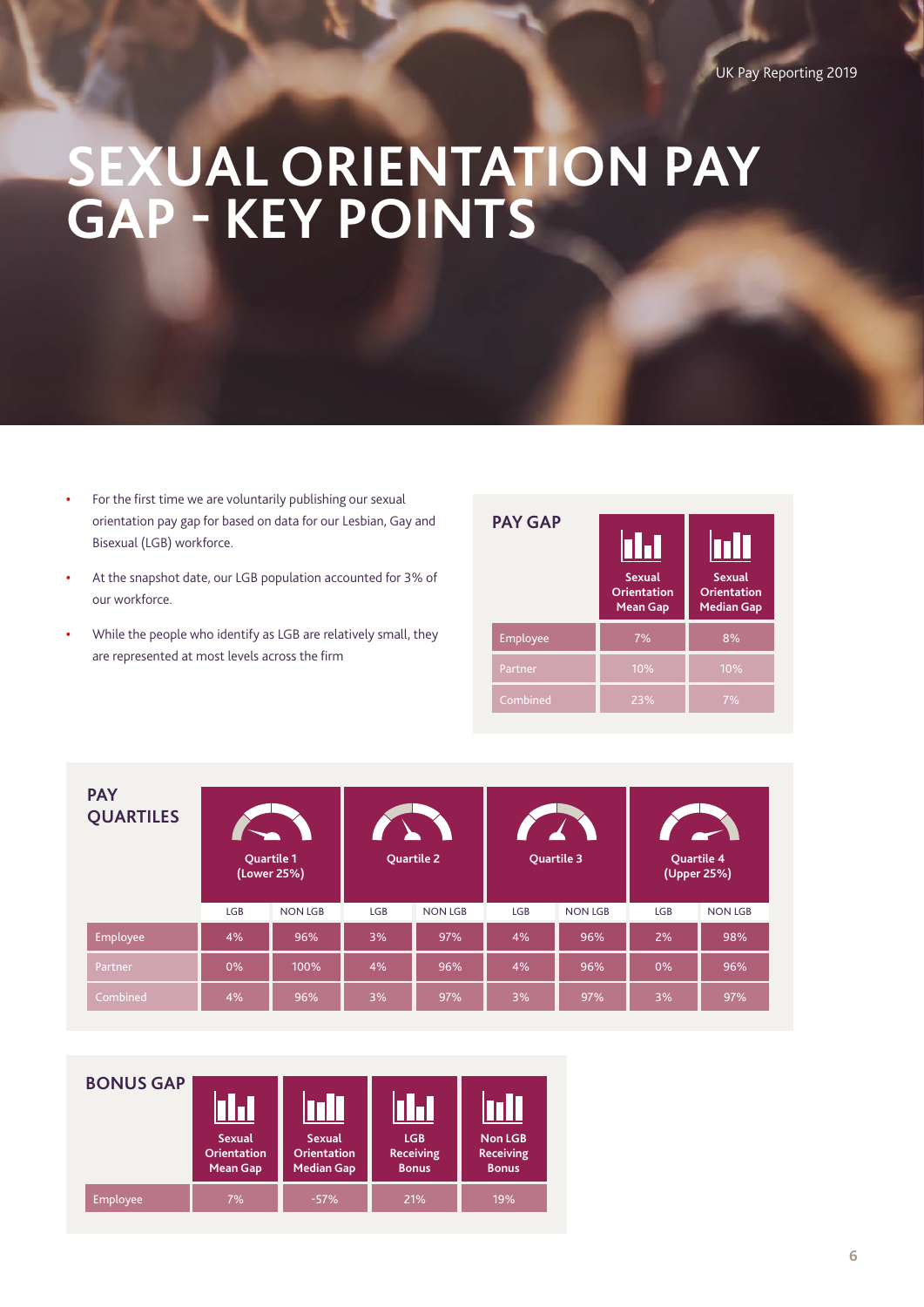# SEXUAL ORIENTATION PAY GAP - KEY POINTS

- For the first time we are voluntarily publishing our sexual orientation pay gap for based on data for our Lesbian, Gay and Bisexual (LGB) workforce.
- At the snapshot date, our LGB population accounted for 3% of our workforce.
- While the people who identify as LGB are relatively small, they are represented at most levels across the firm

## PAY GAP

| | Sexual Orientation Mean Gap | Sexual Orientation Median Gap |
|---|---|---|
| Employee | 7% | 8% |
| Partner | 10% | 10% |
| Combined | 23% | 7% |

## PAY QUARTILES

| | Quartile 1 (Lower 25%) | | Quartile 2 | | Quartile 3 | | Quartile 4 (Upper 25%) | |
|---|---|---|---|---|---|---|---|---|
| | LGB | NON LGB | LGB | NON LGB | LGB | NON LGB | LGB | NON LGB |
| Employee | 4% | 96% | 3% | 97% | 4% | 96% | 2% | 98% |
| Partner | 0% | 100% | 4% | 96% | 4% | 96% | 0% | 96% |
| Combined | 4% | 96% | 3% | 97% | 3% | 97% | 3% | 97% |

## BONUS GAP

| | Sexual Orientation Mean Gap | Sexual Orientation Median Gap | LGB Receiving Bonus | Non LGB Receiving Bonus |
|---|---|---|---|---|
| Employee | 7% | -57% | 21% | 19% |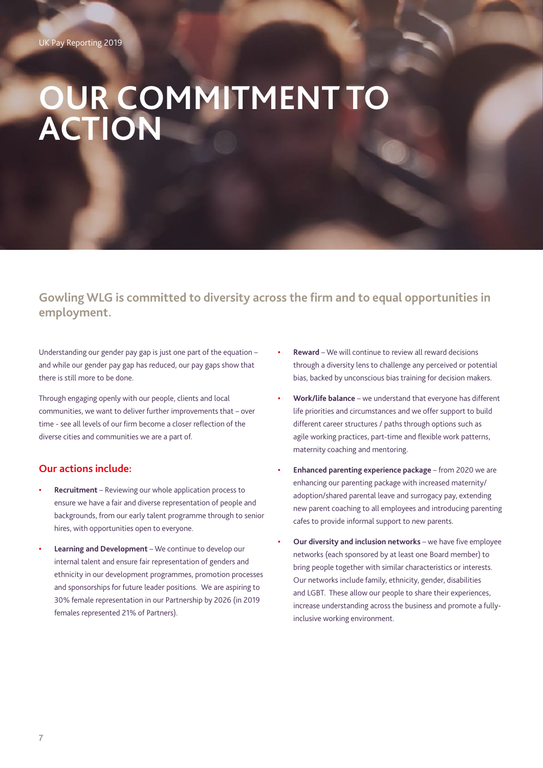# OUR COMMITMENT TO ACTION

## Gowling WLG is committed to diversity across the firm and to equal opportunities in employment.

Understanding our gender pay gap is just one part of the equation – and while our gender pay gap has reduced, our pay gaps show that there is still more to be done.

Through engaging openly with our people, clients and local communities, we want to deliver further improvements that – over time - see all levels of our firm become a closer reflection of the diverse cities and communities we are a part of.

### Our actions include:

- **Recruitment** – Reviewing our whole application process to ensure we have a fair and diverse representation of people and backgrounds, from our early talent programme through to senior hires, with opportunities open to everyone.
- **Learning and Development** – We continue to develop our internal talent and ensure fair representation of genders and ethnicity in our development programmes, promotion processes and sponsorships for future leader positions. We are aspiring to 30% female representation in our Partnership by 2026 (in 2019 females represented 21% of Partners).
- **Reward** – We will continue to review all reward decisions through a diversity lens to challenge any perceived or potential bias, backed by unconscious bias training for decision makers.
- **Work/life balance** – we understand that everyone has different life priorities and circumstances and we offer support to build different career structures / paths through options such as agile working practices, part-time and flexible work patterns, maternity coaching and mentoring.
- **Enhanced parenting experience package** – from 2020 we are enhancing our parenting package with increased maternity/adoption/shared parental leave and surrogacy pay, extending new parent coaching to all employees and introducing parenting cafes to provide informal support to new parents.
- **Our diversity and inclusion networks** – we have five employee networks (each sponsored by at least one Board member) to bring people together with similar characteristics or interests. Our networks include family, ethnicity, gender, disabilities and LGBT. These allow our people to share their experiences, increase understanding across the business and promote a fully-inclusive working environment.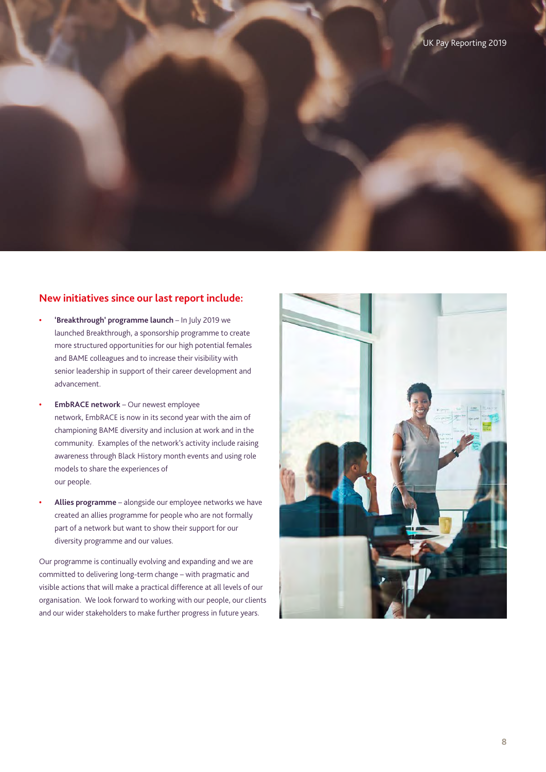## New initiatives since our last report include:

- **'Breakthrough' programme launch** – In July 2019 we launched Breakthrough, a sponsorship programme to create more structured opportunities for our high potential females and BAME colleagues and to increase their visibility with senior leadership in support of their career development and advancement.
- **EmbRACE network** – Our newest employee network, EmbRACE is now in its second year with the aim of championing BAME diversity and inclusion at work and in the community. Examples of the network's activity include raising awareness through Black History month events and using role models to share the experiences of our people.
- **Allies programme** – alongside our employee networks we have created an allies programme for people who are not formally part of a network but want to show their support for our diversity programme and our values.

Our programme is continually evolving and expanding and we are committed to delivering long-term change – with pragmatic and visible actions that will make a practical difference at all levels of our organisation. We look forward to working with our people, our clients and our wider stakeholders to make further progress in future years.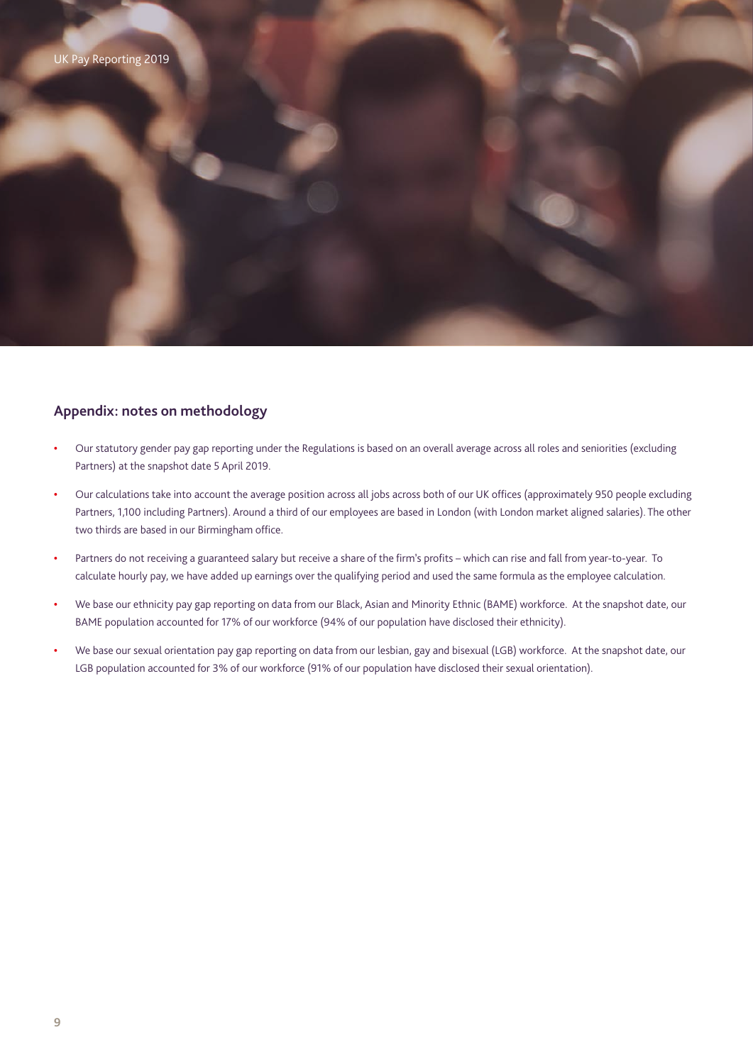## Appendix: notes on methodology

- Our statutory gender pay gap reporting under the Regulations is based on an overall average across all roles and seniorities (excluding Partners) at the snapshot date 5 April 2019.
- Our calculations take into account the average position across all jobs across both of our UK offices (approximately 950 people excluding Partners, 1,100 including Partners). Around a third of our employees are based in London (with London market aligned salaries). The other two thirds are based in our Birmingham office.
- Partners do not receiving a guaranteed salary but receive a share of the firm's profits – which can rise and fall from year-to-year. To calculate hourly pay, we have added up earnings over the qualifying period and used the same formula as the employee calculation.
- We base our ethnicity pay gap reporting on data from our Black, Asian and Minority Ethnic (BAME) workforce. At the snapshot date, our BAME population accounted for 17% of our workforce (94% of our population have disclosed their ethnicity).
- We base our sexual orientation pay gap reporting on data from our lesbian, gay and bisexual (LGB) workforce. At the snapshot date, our LGB population accounted for 3% of our workforce (91% of our population have disclosed their sexual orientation).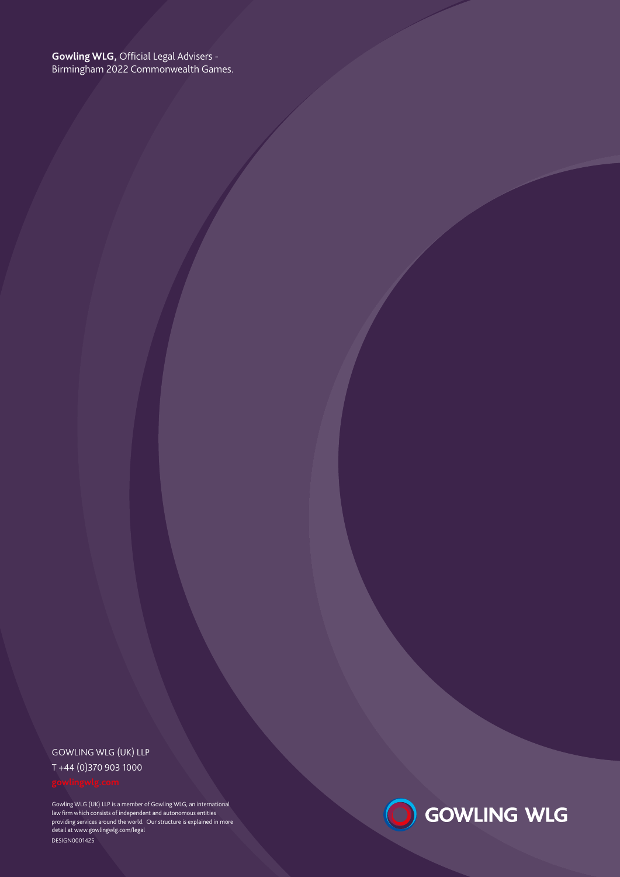**Gowling WLG,** Official Legal Advisers - Birmingham 2022 Commonwealth Games.

GOWLING WLG (UK) LLP

T +44 (0)370 903 1000

gowlingwlg.com

Gowling WLG (UK) LLP is a member of Gowling WLG, an international law firm which consists of independent and autonomous entities providing services around the world. Our structure is explained in more detail at www.gowlingwlg.com/legal

DESIGN0001425

GOWLING WLG